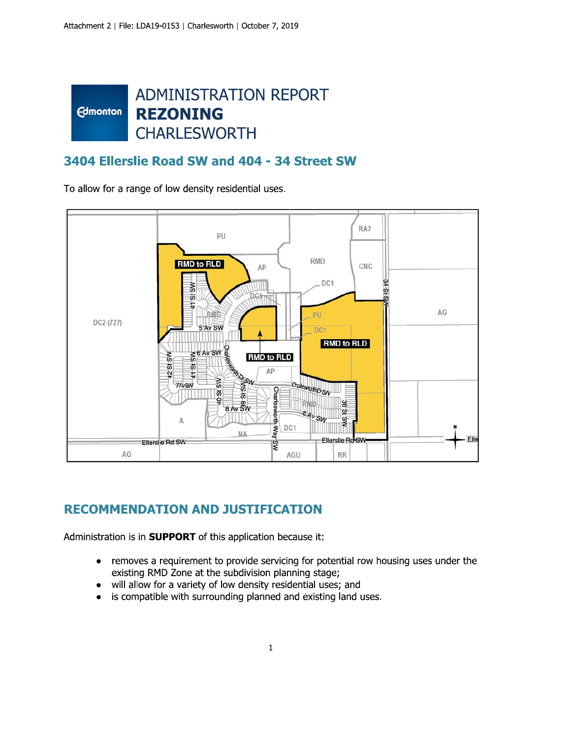Attachment 2 | File: LDA19-0153 | Charlesworth | October 7, 2019

# ADMINISTRATION REPORT
# REZONING
# CHARLESWORTH

## 3404 Ellerslie Road SW and 404 - 34 Street SW

To allow for a range of low density residential uses.

## RECOMMENDATION AND JUSTIFICATION

Administration is in **SUPPORT** of this application because it:

- removes a requirement to provide servicing for potential row housing uses under the existing RMD Zone at the subdivision planning stage;
- will allow for a variety of low density residential uses; and
- is compatible with surrounding planned and existing land uses.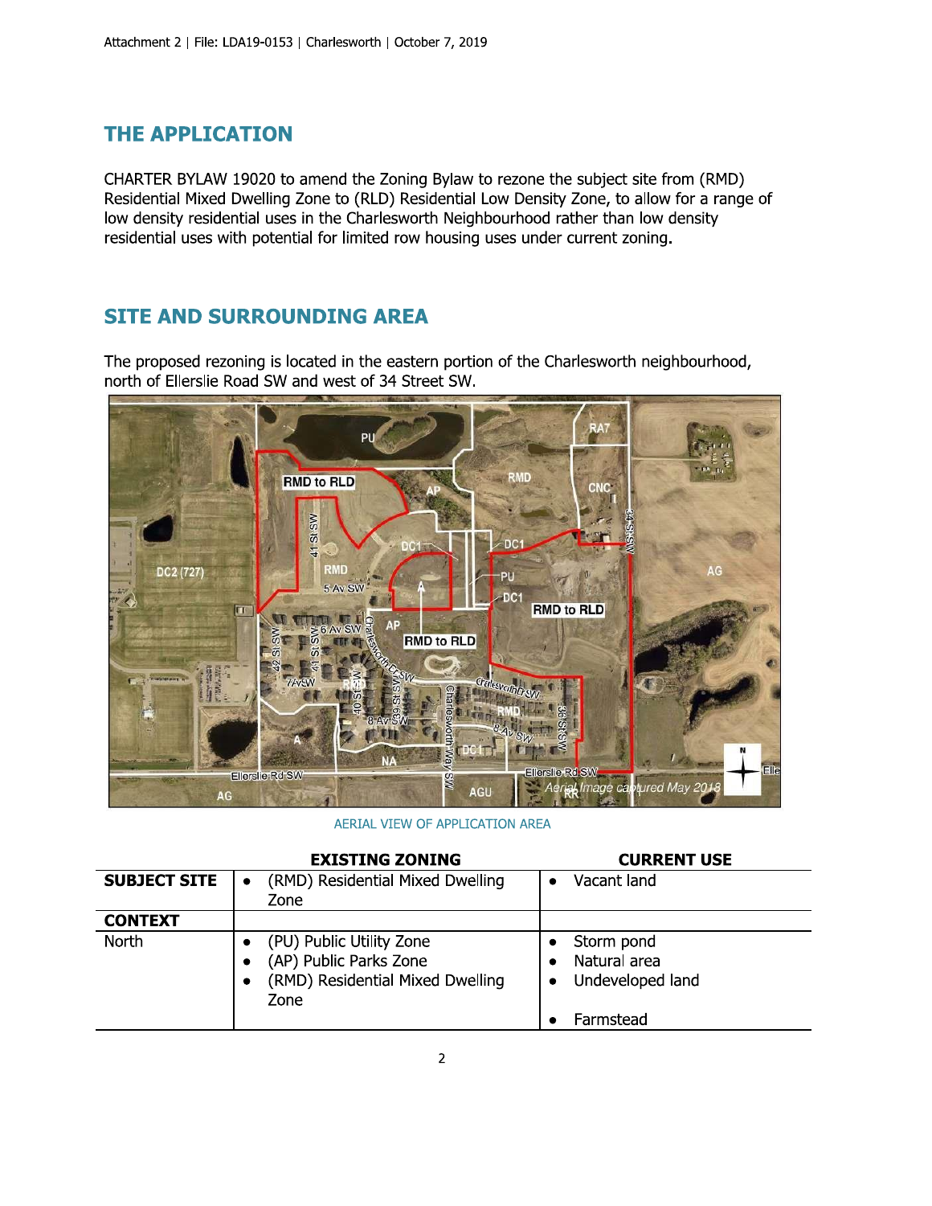## THE APPLICATION

CHARTER BYLAW 19020 to amend the Zoning Bylaw to rezone the subject site from (RMD) Residential Mixed Dwelling Zone to (RLD) Residential Low Density Zone, to allow for a range of low density residential uses in the Charlesworth Neighbourhood rather than low density residential uses with potential for limited row housing uses under current zoning.

## SITE AND SURROUNDING AREA

The proposed rezoning is located in the eastern portion of the Charlesworth neighbourhood, north of Ellerslie Road SW and west of 34 Street SW.

AERIAL VIEW OF APPLICATION AREA

| | EXISTING ZONING | CURRENT USE |
|---|---|---|
| **SUBJECT SITE** | • (RMD) Residential Mixed Dwelling Zone | • Vacant land |
| **CONTEXT** | | |
| North | • (PU) Public Utility Zone<br>• (AP) Public Parks Zone<br>• (RMD) Residential Mixed Dwelling Zone | • Storm pond<br>• Natural area<br>• Undeveloped land<br>• Farmstead |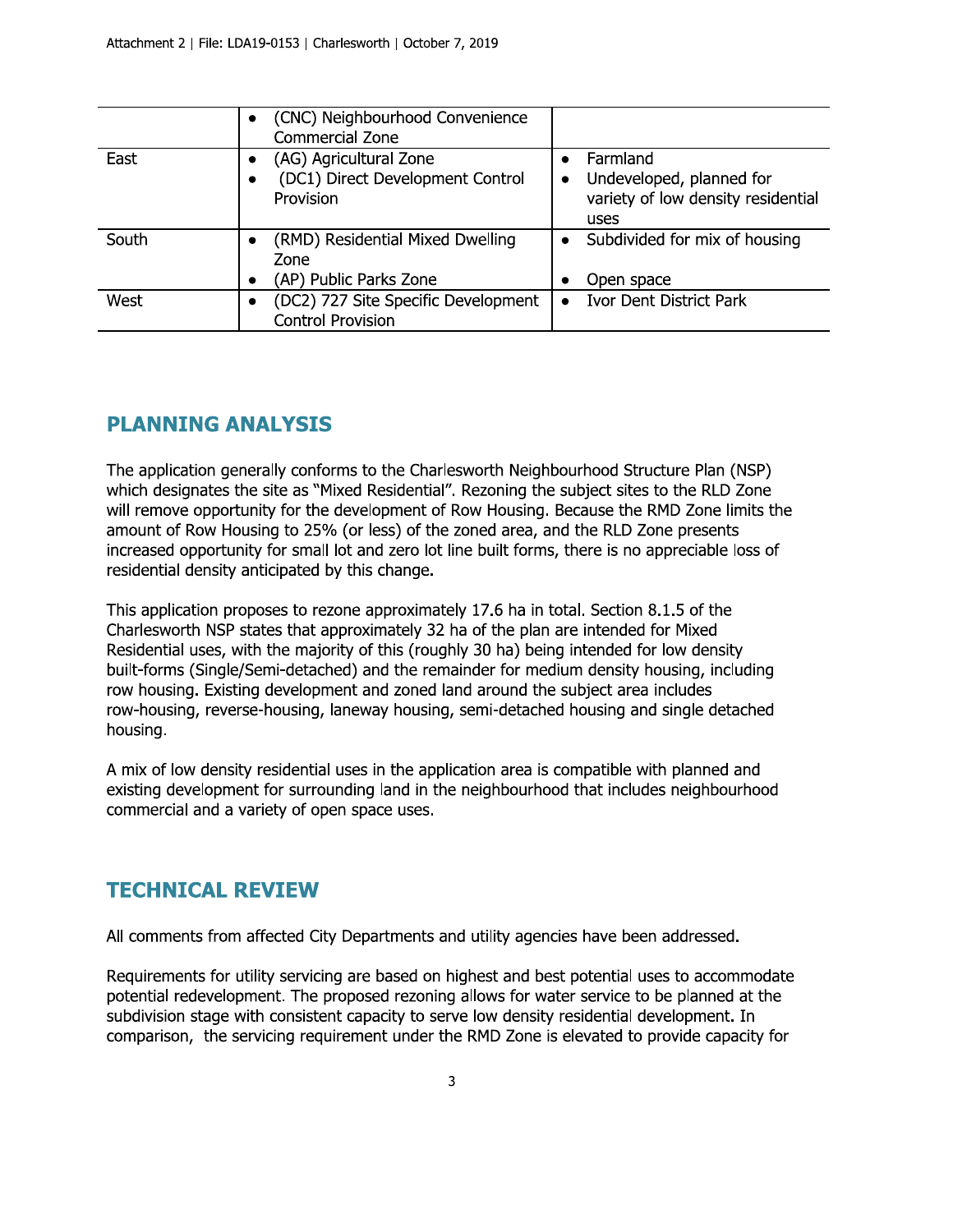| | | |
|---|---|---|
| | • (CNC) Neighbourhood Convenience Commercial Zone | |
| East | • (AG) Agricultural Zone<br>• (DC1) Direct Development Control Provision | • Farmland<br>• Undeveloped, planned for variety of low density residential uses |
| South | • (RMD) Residential Mixed Dwelling Zone<br>• (AP) Public Parks Zone | • Subdivided for mix of housing<br>• Open space |
| West | • (DC2) 727 Site Specific Development Control Provision | • Ivor Dent District Park |

## PLANNING ANALYSIS

The application generally conforms to the Charlesworth Neighbourhood Structure Plan (NSP) which designates the site as "Mixed Residential". Rezoning the subject sites to the RLD Zone will remove opportunity for the development of Row Housing. Because the RMD Zone limits the amount of Row Housing to 25% (or less) of the zoned area, and the RLD Zone presents increased opportunity for small lot and zero lot line built forms, there is no appreciable loss of residential density anticipated by this change.

This application proposes to rezone approximately 17.6 ha in total. Section 8.1.5 of the Charlesworth NSP states that approximately 32 ha of the plan are intended for Mixed Residential uses, with the majority of this (roughly 30 ha) being intended for low density built-forms (Single/Semi-detached) and the remainder for medium density housing, including row housing. Existing development and zoned land around the subject area includes row-housing, reverse-housing, laneway housing, semi-detached housing and single detached housing.

A mix of low density residential uses in the application area is compatible with planned and existing development for surrounding land in the neighbourhood that includes neighbourhood commercial and a variety of open space uses.

## TECHNICAL REVIEW

All comments from affected City Departments and utility agencies have been addressed.

Requirements for utility servicing are based on highest and best potential uses to accommodate potential redevelopment. The proposed rezoning allows for water service to be planned at the subdivision stage with consistent capacity to serve low density residential development. In comparison, the servicing requirement under the RMD Zone is elevated to provide capacity for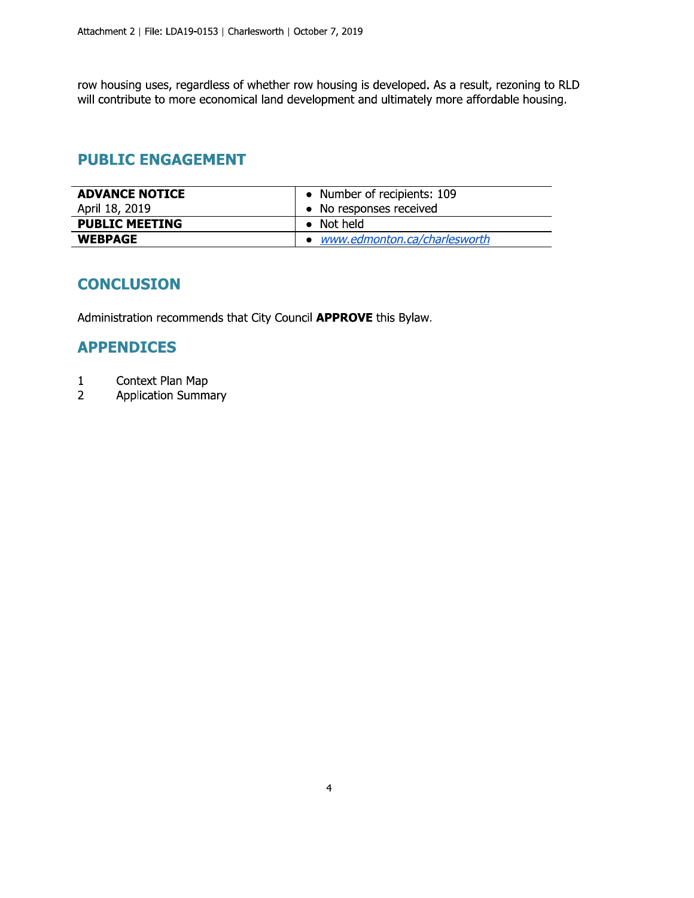row housing uses, regardless of whether row housing is developed. As a result, rezoning to RLD will contribute to more economical land development and ultimately more affordable housing.

## PUBLIC ENGAGEMENT

| | |
|---|---|
| **ADVANCE NOTICE**<br>April 18, 2019 | • Number of recipients: 109<br>• No responses received |
| **PUBLIC MEETING** | • Not held |
| **WEBPAGE** | • *www.edmonton.ca/charlesworth* |

## CONCLUSION

Administration recommends that City Council **APPROVE** this Bylaw.

## APPENDICES

1 Context Plan Map
2 Application Summary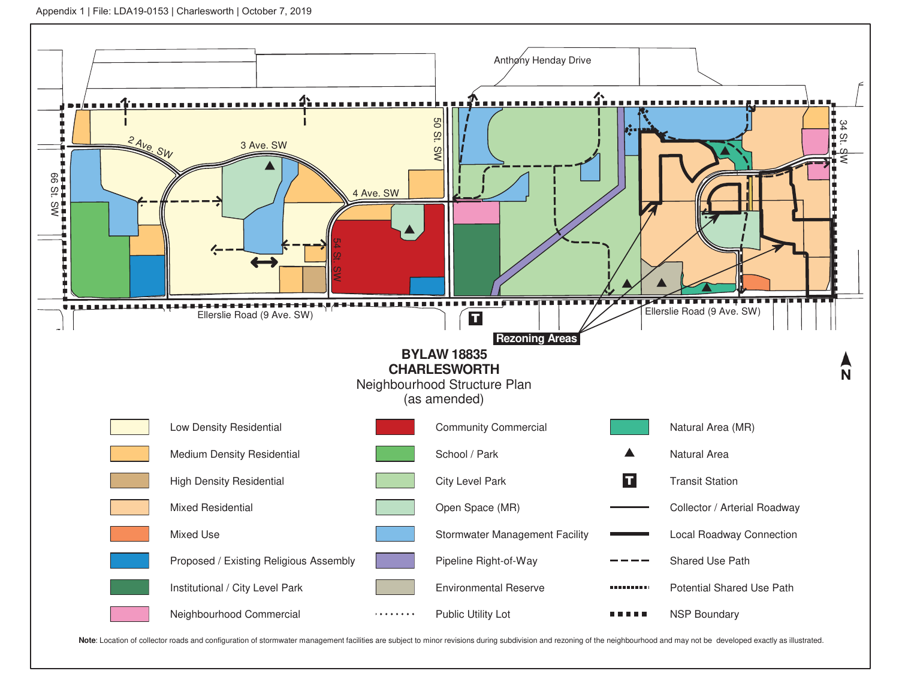Appendix 1 | File: LDA19-0153 | Charlesworth | October 7, 2019

Anthony Henday Drive

2 Ave. SW

3 Ave. SW

4 Ave. SW

50 St. SW

54 St. SW

66 St. SW

34 St. SW

Ellerslie Road (9 Ave. SW)

Ellerslie Road (9 Ave. SW)

Rezoning Areas

**BYLAW 18835**
**CHARLESWORTH**
Neighbourhood Structure Plan
(as amended)

N

| Legend | Legend | Legend |
|---|---|---|
| Low Density Residential | Community Commercial | Natural Area (MR) |
| Medium Density Residential | School / Park | Natural Area |
| High Density Residential | City Level Park | Transit Station |
| Mixed Residential | Open Space (MR) | Collector / Arterial Roadway |
| Mixed Use | Stormwater Management Facility | Local Roadway Connection |
| Proposed / Existing Religious Assembly | Pipeline Right-of-Way | Shared Use Path |
| Institutional / City Level Park | Environmental Reserve | Potential Shared Use Path |
| Neighbourhood Commercial | Public Utility Lot | NSP Boundary |

**Note**: Location of collector roads and configuration of stormwater management facilities are subject to minor revisions during subdivision and rezoning of the neighbourhood and may not be developed exactly as illustrated.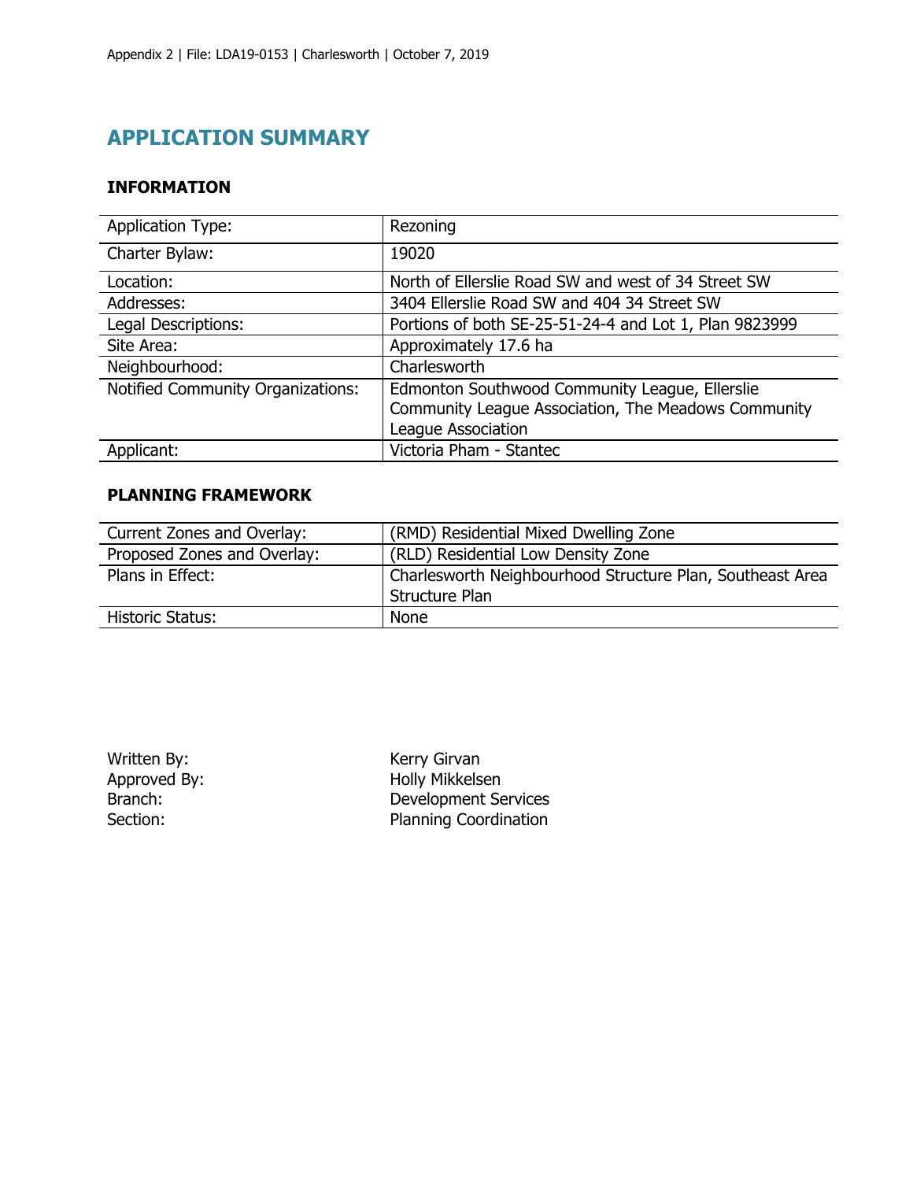## APPLICATION SUMMARY

### INFORMATION

| | |
|---|---|
| Application Type: | Rezoning |
| Charter Bylaw: | 19020 |
| Location: | North of Ellerslie Road SW and west of 34 Street SW |
| Addresses: | 3404 Ellerslie Road SW and 404 34 Street SW |
| Legal Descriptions: | Portions of both SE-25-51-24-4 and Lot 1, Plan 9823999 |
| Site Area: | Approximately 17.6 ha |
| Neighbourhood: | Charlesworth |
| Notified Community Organizations: | Edmonton Southwood Community League, Ellerslie Community League Association, The Meadows Community League Association |
| Applicant: | Victoria Pham - Stantec |

### PLANNING FRAMEWORK

| | |
|---|---|
| Current Zones and Overlay: | (RMD) Residential Mixed Dwelling Zone |
| Proposed Zones and Overlay: | (RLD) Residential Low Density Zone |
| Plans in Effect: | Charlesworth Neighbourhood Structure Plan, Southeast Area Structure Plan |
| Historic Status: | None |

| | |
|---|---|
| Written By: | Kerry Girvan |
| Approved By: | Holly Mikkelsen |
| Branch: | Development Services |
| Section: | Planning Coordination |